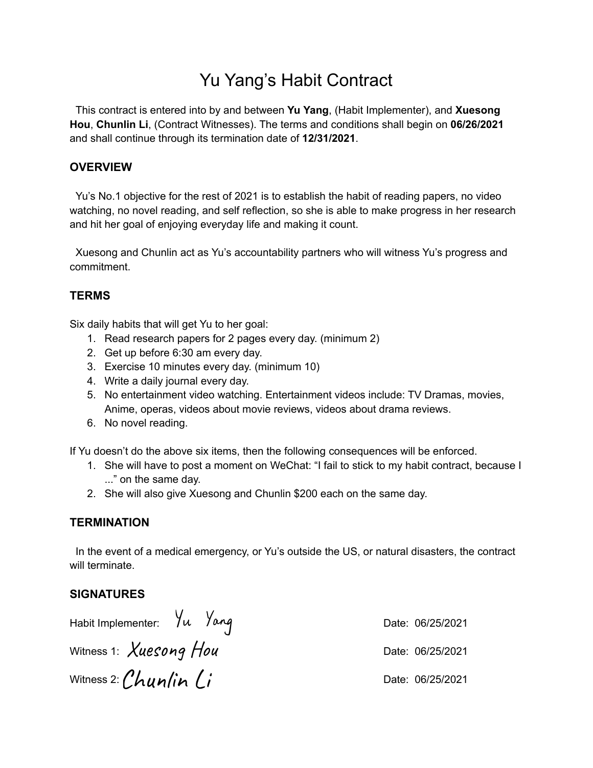# Yu Yang's Habit Contract

This contract is entered into by and between **Yu Yang**, (Habit Implementer), and **Xuesong Hou**, **Chunlin Li**, (Contract Witnesses). The terms and conditions shall begin on **06/26/2021** and shall continue through its termination date of **12/31/2021**.

## OVERVIEW

Yu's No.1 objective for the rest of 2021 is to establish the habit of reading papers, no video watching, no novel reading, and self reflection, so she is able to make progress in her research and hit her goal of enjoying everyday life and making it count.

Xuesong and Chunlin act as Yu's accountability partners who will witness Yu's progress and commitment.

## TERMS

Six daily habits that will get Yu to her goal:

1. Read research papers for 2 pages every day. (minimum 2)
2. Get up before 6:30 am every day.
3. Exercise 10 minutes every day. (minimum 10)
4. Write a daily journal every day.
5. No entertainment video watching. Entertainment videos include: TV Dramas, movies, Anime, operas, videos about movie reviews, videos about drama reviews.
6. No novel reading.

If Yu doesn't do the above six items, then the following consequences will be enforced.

1. She will have to post a moment on WeChat: "I fail to stick to my habit contract, because I ..." on the same day.
2. She will also give Xuesong and Chunlin $200 each on the same day.

## TERMINATION

In the event of a medical emergency, or Yu's outside the US, or natural disasters, the contract will terminate.

## SIGNATURES

Habit Implementer: Yu Yang — Date: 06/25/2021

Witness 1: Xuesong Hou — Date: 06/25/2021

Witness 2: Chunlin Li — Date: 06/25/2021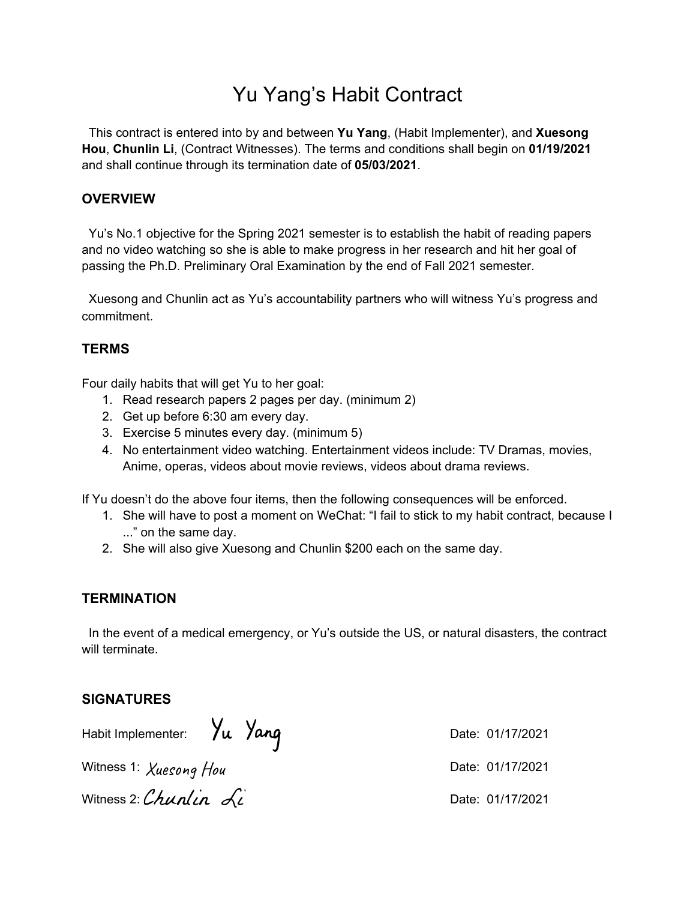# Yu Yang's Habit Contract

This contract is entered into by and between **Yu Yang**, (Habit Implementer), and **Xuesong Hou**, **Chunlin Li**, (Contract Witnesses). The terms and conditions shall begin on **01/19/2021** and shall continue through its termination date of **05/03/2021**.

### OVERVIEW

Yu's No.1 objective for the Spring 2021 semester is to establish the habit of reading papers and no video watching so she is able to make progress in her research and hit her goal of passing the Ph.D. Preliminary Oral Examination by the end of Fall 2021 semester.

Xuesong and Chunlin act as Yu's accountability partners who will witness Yu's progress and commitment.

### TERMS

Four daily habits that will get Yu to her goal:

1. Read research papers 2 pages per day. (minimum 2)
2. Get up before 6:30 am every day.
3. Exercise 5 minutes every day. (minimum 5)
4. No entertainment video watching. Entertainment videos include: TV Dramas, movies, Anime, operas, videos about movie reviews, videos about drama reviews.

If Yu doesn't do the above four items, then the following consequences will be enforced.

1. She will have to post a moment on WeChat: "I fail to stick to my habit contract, because I ..." on the same day.
2. She will also give Xuesong and Chunlin $200 each on the same day.

### TERMINATION

In the event of a medical emergency, or Yu's outside the US, or natural disasters, the contract will terminate.

### SIGNATURES

Habit Implementer: Yu Yang    Date: 01/17/2021

Witness 1: Xuesong Hou    Date: 01/17/2021

Witness 2: Chunlin Li    Date: 01/17/2021